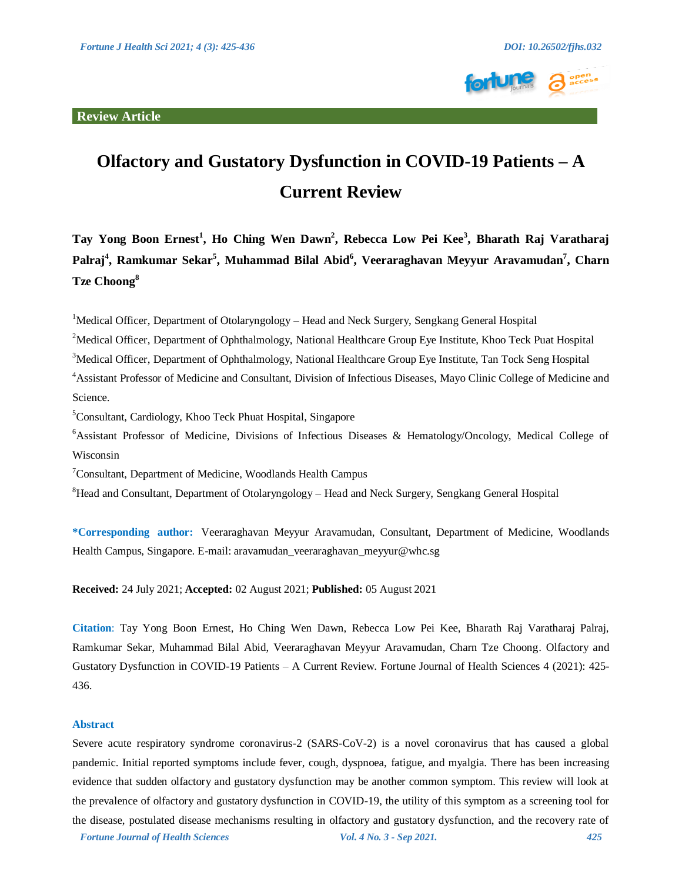**Review Article**

# Olfactory and Gustatory Dysfunction in COVID-19 Patients – A Current Review

**Tay Yong Boon Ernest[1], Ho Ching Wen Dawn[2], Rebecca Low Pei Kee[3], Bharath Raj Varatharaj Palraj[4], Ramkumar Sekar[5], Muhammad Bilal Abid[6], Veeraraghavan Meyyur Aravamudan[7], Charn Tze Choong[8]**

[1]Medical Officer, Department of Otolaryngology – Head and Neck Surgery, Sengkang General Hospital

[2]Medical Officer, Department of Ophthalmology, National Healthcare Group Eye Institute, Khoo Teck Puat Hospital

[3]Medical Officer, Department of Ophthalmology, National Healthcare Group Eye Institute, Tan Tock Seng Hospital

[4]Assistant Professor of Medicine and Consultant, Division of Infectious Diseases, Mayo Clinic College of Medicine and Science.

[5]Consultant, Cardiology, Khoo Teck Phuat Hospital, Singapore

[6]Assistant Professor of Medicine, Divisions of Infectious Diseases & Hematology/Oncology, Medical College of Wisconsin

[7]Consultant, Department of Medicine, Woodlands Health Campus

[8]Head and Consultant, Department of Otolaryngology – Head and Neck Surgery, Sengkang General Hospital

**\*Corresponding author:** Veeraraghavan Meyyur Aravamudan, Consultant, Department of Medicine, Woodlands Health Campus, Singapore. E-mail: aravamudan_veeraraghavan_meyyur@whc.sg

**Received:** 24 July 2021; **Accepted:** 02 August 2021; **Published:** 05 August 2021

**Citation**: Tay Yong Boon Ernest, Ho Ching Wen Dawn, Rebecca Low Pei Kee, Bharath Raj Varatharaj Palraj, Ramkumar Sekar, Muhammad Bilal Abid, Veeraraghavan Meyyur Aravamudan, Charn Tze Choong. Olfactory and Gustatory Dysfunction in COVID-19 Patients – A Current Review. Fortune Journal of Health Sciences 4 (2021): 425-436.

## Abstract

Severe acute respiratory syndrome coronavirus-2 (SARS-CoV-2) is a novel coronavirus that has caused a global pandemic. Initial reported symptoms include fever, cough, dyspnoea, fatigue, and myalgia. There has been increasing evidence that sudden olfactory and gustatory dysfunction may be another common symptom. This review will look at the prevalence of olfactory and gustatory dysfunction in COVID-19, the utility of this symptom as a screening tool for the disease, postulated disease mechanisms resulting in olfactory and gustatory dysfunction, and the recovery rate of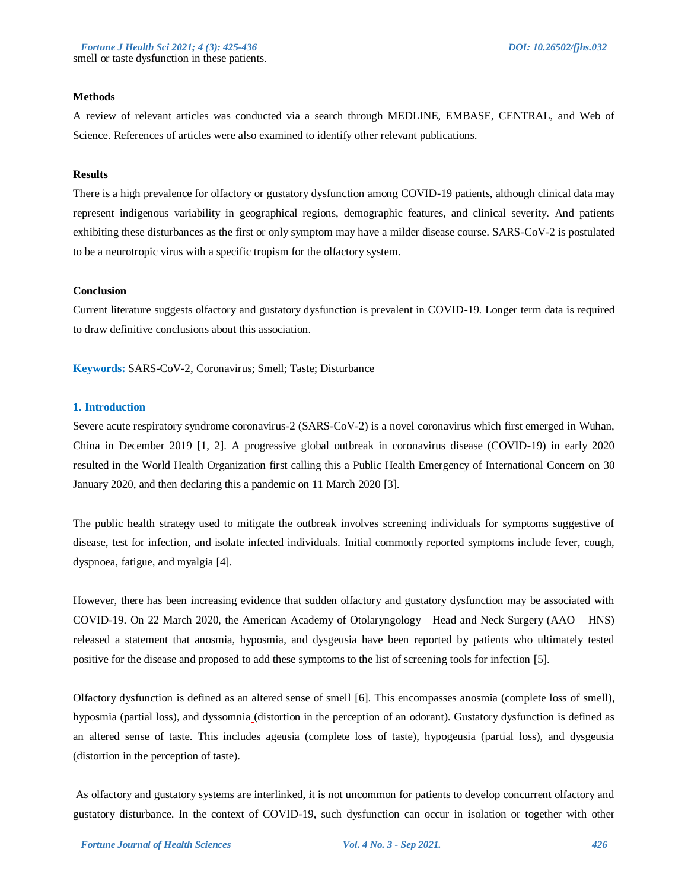smell or taste dysfunction in these patients.

### Methods

A review of relevant articles was conducted via a search through MEDLINE, EMBASE, CENTRAL, and Web of Science. References of articles were also examined to identify other relevant publications.

### Results

There is a high prevalence for olfactory or gustatory dysfunction among COVID-19 patients, although clinical data may represent indigenous variability in geographical regions, demographic features, and clinical severity. And patients exhibiting these disturbances as the first or only symptom may have a milder disease course. SARS-CoV-2 is postulated to be a neurotropic virus with a specific tropism for the olfactory system.

### Conclusion

Current literature suggests olfactory and gustatory dysfunction is prevalent in COVID-19. Longer term data is required to draw definitive conclusions about this association.

**Keywords:** SARS-CoV-2, Coronavirus; Smell; Taste; Disturbance

## 1. Introduction

Severe acute respiratory syndrome coronavirus-2 (SARS-CoV-2) is a novel coronavirus which first emerged in Wuhan, China in December 2019 [1, 2]. A progressive global outbreak in coronavirus disease (COVID-19) in early 2020 resulted in the World Health Organization first calling this a Public Health Emergency of International Concern on 30 January 2020, and then declaring this a pandemic on 11 March 2020 [3].

The public health strategy used to mitigate the outbreak involves screening individuals for symptoms suggestive of disease, test for infection, and isolate infected individuals. Initial commonly reported symptoms include fever, cough, dyspnoea, fatigue, and myalgia [4].

However, there has been increasing evidence that sudden olfactory and gustatory dysfunction may be associated with COVID-19. On 22 March 2020, the American Academy of Otolaryngology—Head and Neck Surgery (AAO – HNS) released a statement that anosmia, hyposmia, and dysgeusia have been reported by patients who ultimately tested positive for the disease and proposed to add these symptoms to the list of screening tools for infection [5].

Olfactory dysfunction is defined as an altered sense of smell [6]. This encompasses anosmia (complete loss of smell), hyposmia (partial loss), and dyssomnia (distortion in the perception of an odorant). Gustatory dysfunction is defined as an altered sense of taste. This includes ageusia (complete loss of taste), hypogeusia (partial loss), and dysgeusia (distortion in the perception of taste).

As olfactory and gustatory systems are interlinked, it is not uncommon for patients to develop concurrent olfactory and gustatory disturbance. In the context of COVID-19, such dysfunction can occur in isolation or together with other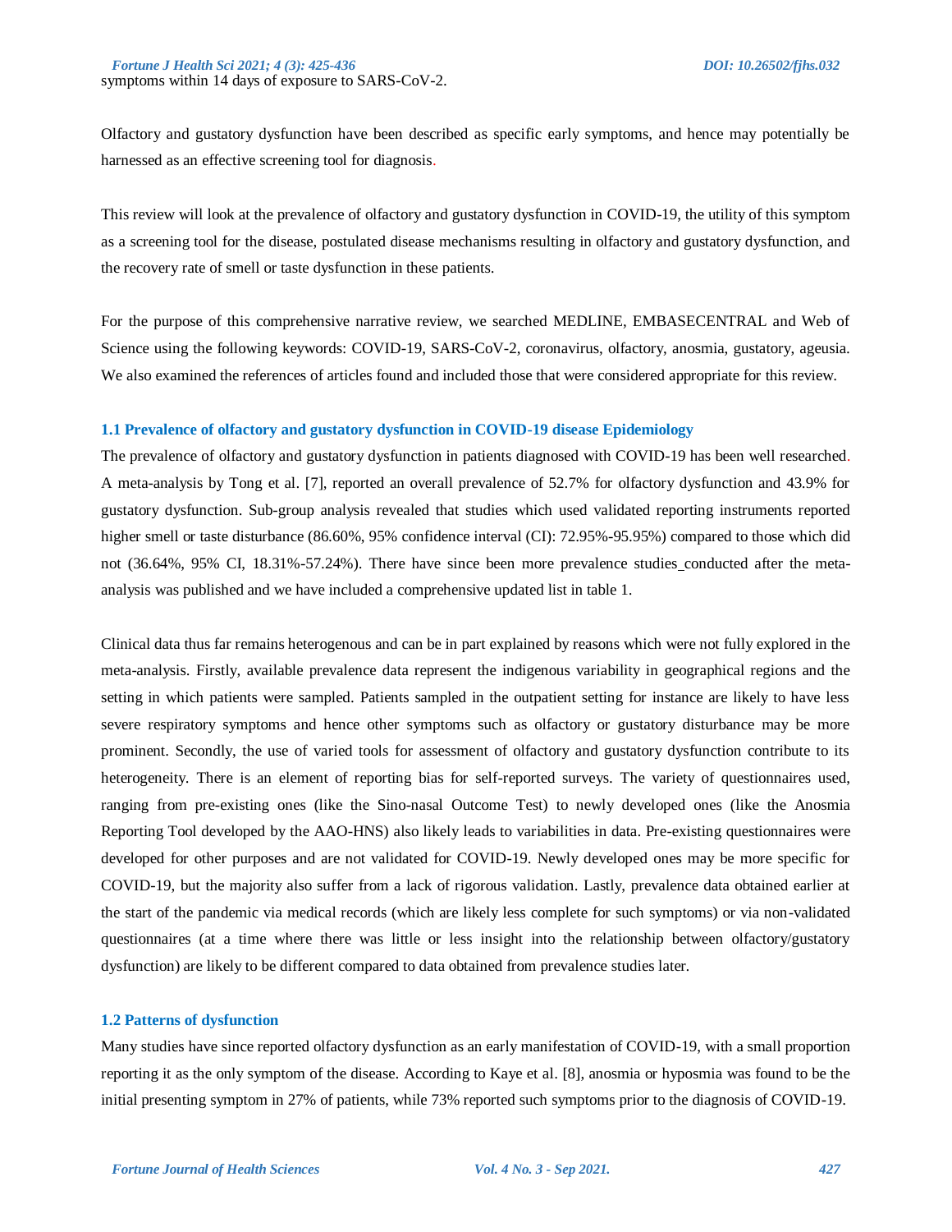symptoms within 14 days of exposure to SARS-CoV-2.

Olfactory and gustatory dysfunction have been described as specific early symptoms, and hence may potentially be harnessed as an effective screening tool for diagnosis.

This review will look at the prevalence of olfactory and gustatory dysfunction in COVID-19, the utility of this symptom as a screening tool for the disease, postulated disease mechanisms resulting in olfactory and gustatory dysfunction, and the recovery rate of smell or taste dysfunction in these patients.

For the purpose of this comprehensive narrative review, we searched MEDLINE, EMBASECENTRAL and Web of Science using the following keywords: COVID-19, SARS-CoV-2, coronavirus, olfactory, anosmia, gustatory, ageusia. We also examined the references of articles found and included those that were considered appropriate for this review.

### 1.1 Prevalence of olfactory and gustatory dysfunction in COVID-19 disease Epidemiology

The prevalence of olfactory and gustatory dysfunction in patients diagnosed with COVID-19 has been well researched. A meta-analysis by Tong et al. [7], reported an overall prevalence of 52.7% for olfactory dysfunction and 43.9% for gustatory dysfunction. Sub-group analysis revealed that studies which used validated reporting instruments reported higher smell or taste disturbance (86.60%, 95% confidence interval (CI): 72.95%-95.95%) compared to those which did not (36.64%, 95% CI, 18.31%-57.24%). There have since been more prevalence studies_conducted after the meta-analysis was published and we have included a comprehensive updated list in table 1.

Clinical data thus far remains heterogenous and can be in part explained by reasons which were not fully explored in the meta-analysis. Firstly, available prevalence data represent the indigenous variability in geographical regions and the setting in which patients were sampled. Patients sampled in the outpatient setting for instance are likely to have less severe respiratory symptoms and hence other symptoms such as olfactory or gustatory disturbance may be more prominent. Secondly, the use of varied tools for assessment of olfactory and gustatory dysfunction contribute to its heterogeneity. There is an element of reporting bias for self-reported surveys. The variety of questionnaires used, ranging from pre-existing ones (like the Sino-nasal Outcome Test) to newly developed ones (like the Anosmia Reporting Tool developed by the AAO-HNS) also likely leads to variabilities in data. Pre-existing questionnaires were developed for other purposes and are not validated for COVID-19. Newly developed ones may be more specific for COVID-19, but the majority also suffer from a lack of rigorous validation. Lastly, prevalence data obtained earlier at the start of the pandemic via medical records (which are likely less complete for such symptoms) or via non-validated questionnaires (at a time where there was little or less insight into the relationship between olfactory/gustatory dysfunction) are likely to be different compared to data obtained from prevalence studies later.

### 1.2 Patterns of dysfunction

Many studies have since reported olfactory dysfunction as an early manifestation of COVID-19, with a small proportion reporting it as the only symptom of the disease. According to Kaye et al. [8], anosmia or hyposmia was found to be the initial presenting symptom in 27% of patients, while 73% reported such symptoms prior to the diagnosis of COVID-19.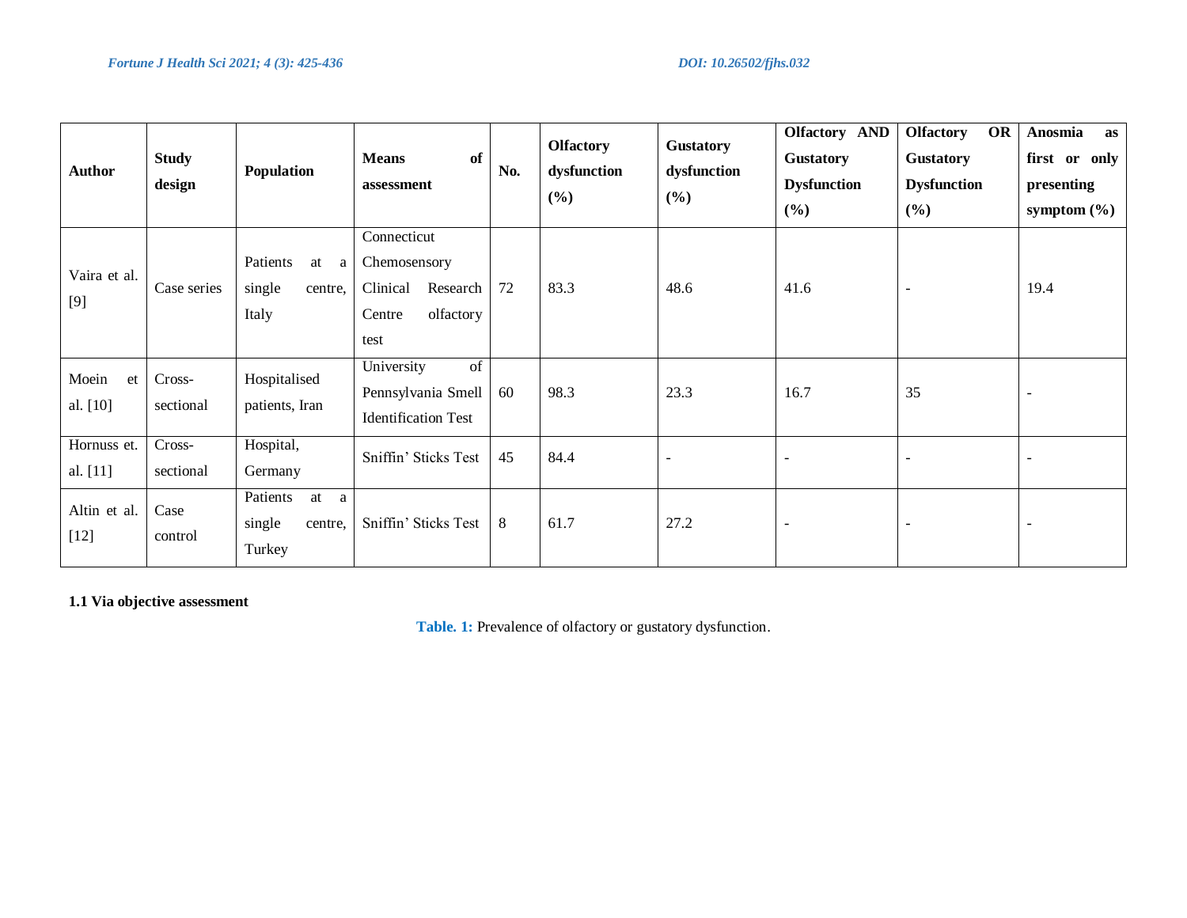| Author | Study design | Population | Means of assessment | No. | Olfactory dysfunction (%) | Gustatory dysfunction (%) | Olfactory AND Gustatory Dysfunction (%) | Olfactory OR Gustatory Dysfunction (%) | Anosmia as first or only presenting symptom (%) |
|---|---|---|---|---|---|---|---|---|---|
| Vaira et al. [9] | Case series | Patients at a single centre, Italy | Connecticut Chemosensory Clinical Research Centre olfactory test | 72 | 83.3 | 48.6 | 41.6 | - | 19.4 |
| Moein et al. [10] | Cross-sectional | Hospitalised patients, Iran | University of Pennsylvania Smell Identification Test | 60 | 98.3 | 23.3 | 16.7 | 35 | - |
| Hornuss et. al. [11] | Cross-sectional | Hospital, Germany | Sniffin' Sticks Test | 45 | 84.4 | - | - | - | - |
| Altin et al. [12] | Case control | Patients at a single centre, Turkey | Sniffin' Sticks Test | 8 | 61.7 | 27.2 | - | - | - |

**1.1 Via objective assessment**

**Table. 1:** Prevalence of olfactory or gustatory dysfunction.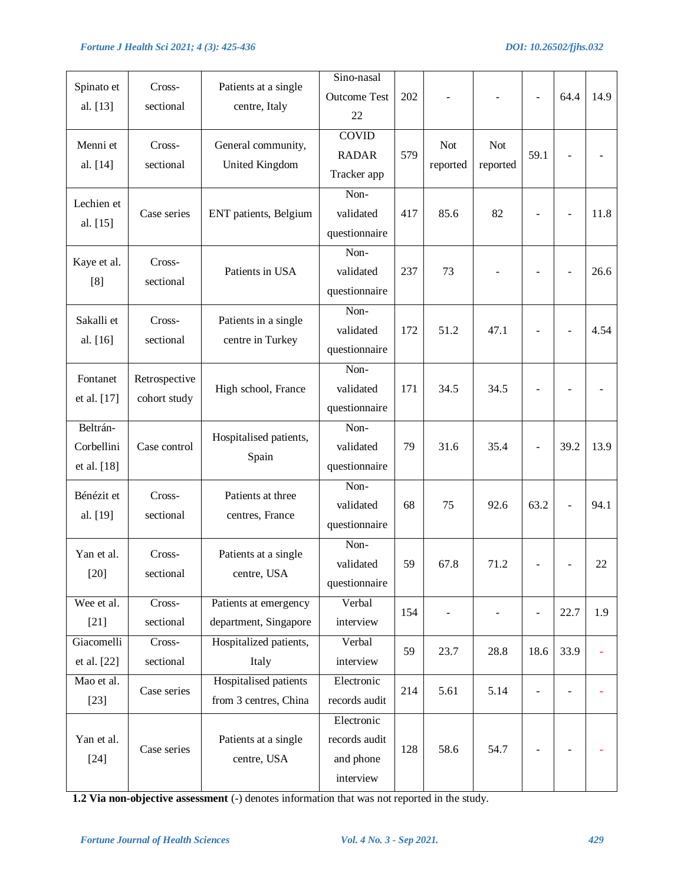| Spinato et al. [13] | Cross-sectional | Patients at a single centre, Italy | Sino-nasal Outcome Test 22 | 202 | - | - | - | 64.4 | 14.9 |
|---|---|---|---|---|---|---|---|---|---|
| Menni et al. [14] | Cross-sectional | General community, United Kingdom | COVID RADAR Tracker app | 579 | Not reported | Not reported | 59.1 | - | - |
| Lechien et al. [15] | Case series | ENT patients, Belgium | Non-validated questionnaire | 417 | 85.6 | 82 | - | - | 11.8 |
| Kaye et al. [8] | Cross-sectional | Patients in USA | Non-validated questionnaire | 237 | 73 | - | - | - | 26.6 |
| Sakalli et al. [16] | Cross-sectional | Patients in a single centre in Turkey | Non-validated questionnaire | 172 | 51.2 | 47.1 | - | - | 4.54 |
| Fontanet et al. [17] | Retrospective cohort study | High school, France | Non-validated questionnaire | 171 | 34.5 | 34.5 | - | - | - |
| Beltrán-Corbellini et al. [18] | Case control | Hospitalised patients, Spain | Non-validated questionnaire | 79 | 31.6 | 35.4 | - | 39.2 | 13.9 |
| Bénézit et al. [19] | Cross-sectional | Patients at three centres, France | Non-validated questionnaire | 68 | 75 | 92.6 | 63.2 | - | 94.1 |
| Yan et al. [20] | Cross-sectional | Patients at a single centre, USA | Non-validated questionnaire | 59 | 67.8 | 71.2 | - | - | 22 |
| Wee et al. [21] | Cross-sectional | Patients at emergency department, Singapore | Verbal interview | 154 | - | - | - | 22.7 | 1.9 |
| Giacomelli et al. [22] | Cross-sectional | Hospitalized patients, Italy | Verbal interview | 59 | 23.7 | 28.8 | 18.6 | 33.9 | - |
| Mao et al. [23] | Case series | Hospitalised patients from 3 centres, China | Electronic records audit | 214 | 5.61 | 5.14 | - | - | - |
| Yan et al. [24] | Case series | Patients at a single centre, USA | Electronic records audit and phone interview | 128 | 58.6 | 54.7 | - | - | - |

**1.2 Via non-objective assessment** (-) denotes information that was not reported in the study.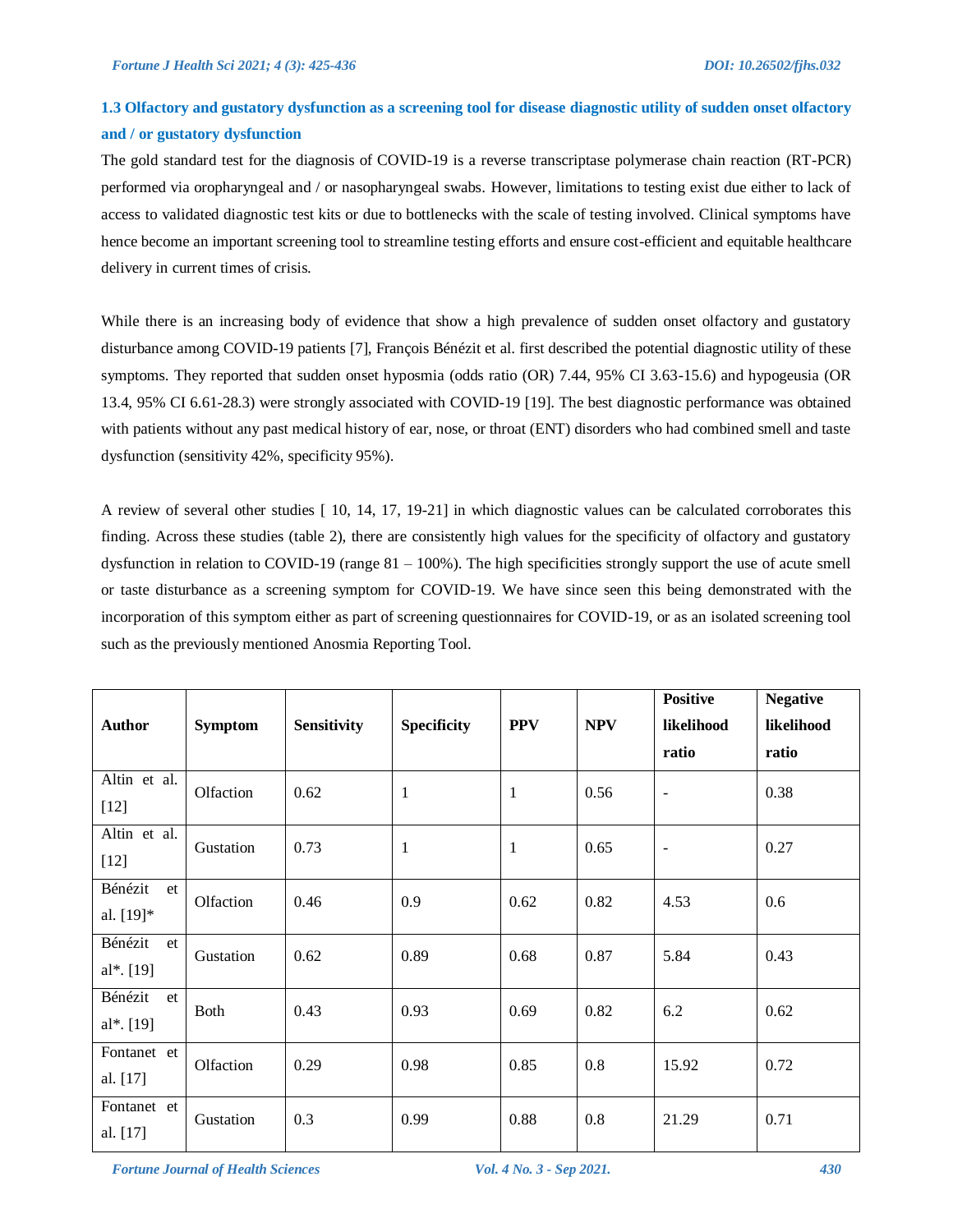### 1.3 Olfactory and gustatory dysfunction as a screening tool for disease diagnostic utility of sudden onset olfactory and / or gustatory dysfunction

The gold standard test for the diagnosis of COVID-19 is a reverse transcriptase polymerase chain reaction (RT-PCR) performed via oropharyngeal and / or nasopharyngeal swabs. However, limitations to testing exist due either to lack of access to validated diagnostic test kits or due to bottlenecks with the scale of testing involved. Clinical symptoms have hence become an important screening tool to streamline testing efforts and ensure cost-efficient and equitable healthcare delivery in current times of crisis.

While there is an increasing body of evidence that show a high prevalence of sudden onset olfactory and gustatory disturbance among COVID-19 patients [7], François Bénézit et al. first described the potential diagnostic utility of these symptoms. They reported that sudden onset hyposmia (odds ratio (OR) 7.44, 95% CI 3.63-15.6) and hypogeusia (OR 13.4, 95% CI 6.61-28.3) were strongly associated with COVID-19 [19]. The best diagnostic performance was obtained with patients without any past medical history of ear, nose, or throat (ENT) disorders who had combined smell and taste dysfunction (sensitivity 42%, specificity 95%).

A review of several other studies [ 10, 14, 17, 19-21] in which diagnostic values can be calculated corroborates this finding. Across these studies (table 2), there are consistently high values for the specificity of olfactory and gustatory dysfunction in relation to COVID-19 (range 81 – 100%). The high specificities strongly support the use of acute smell or taste disturbance as a screening symptom for COVID-19. We have since seen this being demonstrated with the incorporation of this symptom either as part of screening questionnaires for COVID-19, or as an isolated screening tool such as the previously mentioned Anosmia Reporting Tool.

| Author | Symptom | Sensitivity | Specificity | PPV | NPV | Positive likelihood ratio | Negative likelihood ratio |
|---|---|---|---|---|---|---|---|
| Altin et al. [12] | Olfaction | 0.62 | 1 | 1 | 0.56 | - | 0.38 |
| Altin et al. [12] | Gustation | 0.73 | 1 | 1 | 0.65 | - | 0.27 |
| Bénézit et al. [19]* | Olfaction | 0.46 | 0.9 | 0.62 | 0.82 | 4.53 | 0.6 |
| Bénézit et al*. [19] | Gustation | 0.62 | 0.89 | 0.68 | 0.87 | 5.84 | 0.43 |
| Bénézit et al*. [19] | Both | 0.43 | 0.93 | 0.69 | 0.82 | 6.2 | 0.62 |
| Fontanet et al. [17] | Olfaction | 0.29 | 0.98 | 0.85 | 0.8 | 15.92 | 0.72 |
| Fontanet et al. [17] | Gustation | 0.3 | 0.99 | 0.88 | 0.8 | 21.29 | 0.71 |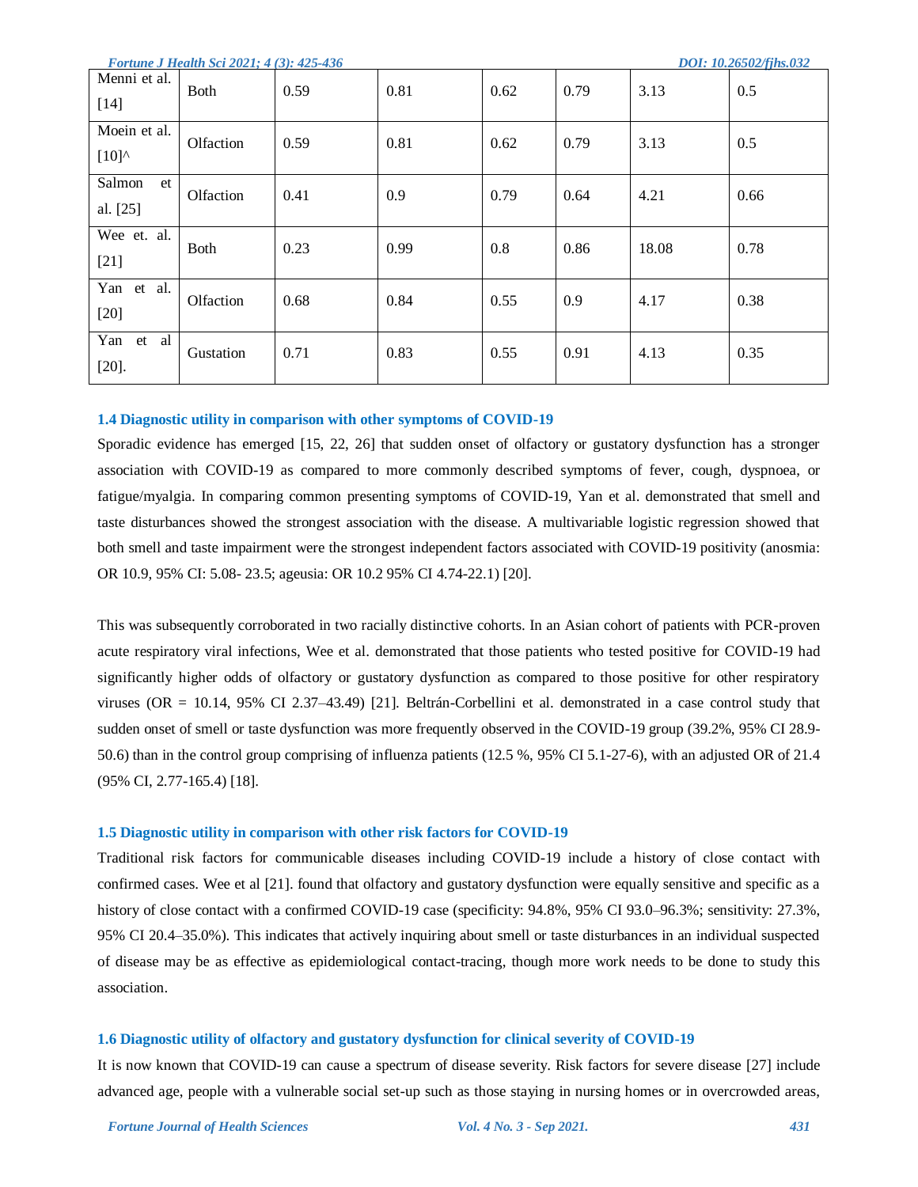| Menni et al. [14] | Both | 0.59 | 0.81 | 0.62 | 0.79 | 3.13 | 0.5 |
|---|---|---|---|---|---|---|---|
| Moein et al. [10]^ | Olfaction | 0.59 | 0.81 | 0.62 | 0.79 | 3.13 | 0.5 |
| Salmon et al. [25] | Olfaction | 0.41 | 0.9 | 0.79 | 0.64 | 4.21 | 0.66 |
| Wee et. al. [21] | Both | 0.23 | 0.99 | 0.8 | 0.86 | 18.08 | 0.78 |
| Yan et al. [20] | Olfaction | 0.68 | 0.84 | 0.55 | 0.9 | 4.17 | 0.38 |
| Yan et al [20]. | Gustation | 0.71 | 0.83 | 0.55 | 0.91 | 4.13 | 0.35 |

### 1.4 Diagnostic utility in comparison with other symptoms of COVID-19

Sporadic evidence has emerged [15, 22, 26] that sudden onset of olfactory or gustatory dysfunction has a stronger association with COVID-19 as compared to more commonly described symptoms of fever, cough, dyspnoea, or fatigue/myalgia. In comparing common presenting symptoms of COVID-19, Yan et al. demonstrated that smell and taste disturbances showed the strongest association with the disease. A multivariable logistic regression showed that both smell and taste impairment were the strongest independent factors associated with COVID-19 positivity (anosmia: OR 10.9, 95% CI: 5.08- 23.5; ageusia: OR 10.2 95% CI 4.74-22.1) [20].

This was subsequently corroborated in two racially distinctive cohorts. In an Asian cohort of patients with PCR-proven acute respiratory viral infections, Wee et al. demonstrated that those patients who tested positive for COVID-19 had significantly higher odds of olfactory or gustatory dysfunction as compared to those positive for other respiratory viruses (OR = 10.14, 95% CI 2.37–43.49) [21]. Beltrán-Corbellini et al. demonstrated in a case control study that sudden onset of smell or taste dysfunction was more frequently observed in the COVID-19 group (39.2%, 95% CI 28.9-50.6) than in the control group comprising of influenza patients (12.5 %, 95% CI 5.1-27-6), with an adjusted OR of 21.4 (95% CI, 2.77-165.4) [18].

### 1.5 Diagnostic utility in comparison with other risk factors for COVID-19

Traditional risk factors for communicable diseases including COVID-19 include a history of close contact with confirmed cases. Wee et al [21]. found that olfactory and gustatory dysfunction were equally sensitive and specific as a history of close contact with a confirmed COVID-19 case (specificity: 94.8%, 95% CI 93.0–96.3%; sensitivity: 27.3%, 95% CI 20.4–35.0%). This indicates that actively inquiring about smell or taste disturbances in an individual suspected of disease may be as effective as epidemiological contact-tracing, though more work needs to be done to study this association.

### 1.6 Diagnostic utility of olfactory and gustatory dysfunction for clinical severity of COVID-19

It is now known that COVID-19 can cause a spectrum of disease severity. Risk factors for severe disease [27] include advanced age, people with a vulnerable social set-up such as those staying in nursing homes or in overcrowded areas,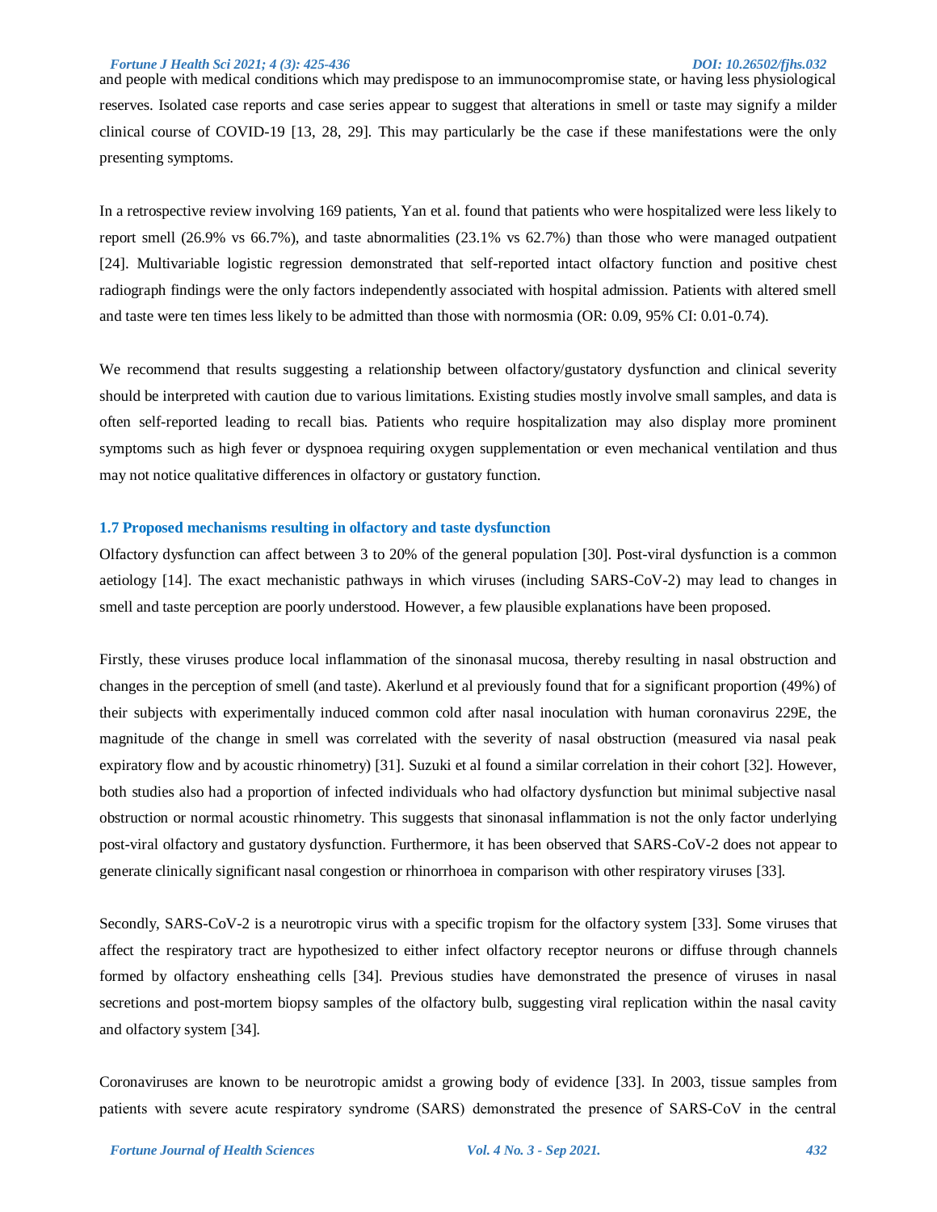and people with medical conditions which may predispose to an immunocompromise state, or having less physiological reserves. Isolated case reports and case series appear to suggest that alterations in smell or taste may signify a milder clinical course of COVID-19 [13, 28, 29]. This may particularly be the case if these manifestations were the only presenting symptoms.

In a retrospective review involving 169 patients, Yan et al. found that patients who were hospitalized were less likely to report smell (26.9% vs 66.7%), and taste abnormalities (23.1% vs 62.7%) than those who were managed outpatient [24]. Multivariable logistic regression demonstrated that self-reported intact olfactory function and positive chest radiograph findings were the only factors independently associated with hospital admission. Patients with altered smell and taste were ten times less likely to be admitted than those with normosmia (OR: 0.09, 95% CI: 0.01-0.74).

We recommend that results suggesting a relationship between olfactory/gustatory dysfunction and clinical severity should be interpreted with caution due to various limitations. Existing studies mostly involve small samples, and data is often self-reported leading to recall bias. Patients who require hospitalization may also display more prominent symptoms such as high fever or dyspnoea requiring oxygen supplementation or even mechanical ventilation and thus may not notice qualitative differences in olfactory or gustatory function.

### 1.7 Proposed mechanisms resulting in olfactory and taste dysfunction

Olfactory dysfunction can affect between 3 to 20% of the general population [30]. Post-viral dysfunction is a common aetiology [14]. The exact mechanistic pathways in which viruses (including SARS-CoV-2) may lead to changes in smell and taste perception are poorly understood. However, a few plausible explanations have been proposed.

Firstly, these viruses produce local inflammation of the sinonasal mucosa, thereby resulting in nasal obstruction and changes in the perception of smell (and taste). Akerlund et al previously found that for a significant proportion (49%) of their subjects with experimentally induced common cold after nasal inoculation with human coronavirus 229E, the magnitude of the change in smell was correlated with the severity of nasal obstruction (measured via nasal peak expiratory flow and by acoustic rhinometry) [31]. Suzuki et al found a similar correlation in their cohort [32]. However, both studies also had a proportion of infected individuals who had olfactory dysfunction but minimal subjective nasal obstruction or normal acoustic rhinometry. This suggests that sinonasal inflammation is not the only factor underlying post-viral olfactory and gustatory dysfunction. Furthermore, it has been observed that SARS-CoV-2 does not appear to generate clinically significant nasal congestion or rhinorrhoea in comparison with other respiratory viruses [33].

Secondly, SARS-CoV-2 is a neurotropic virus with a specific tropism for the olfactory system [33]. Some viruses that affect the respiratory tract are hypothesized to either infect olfactory receptor neurons or diffuse through channels formed by olfactory ensheathing cells [34]. Previous studies have demonstrated the presence of viruses in nasal secretions and post-mortem biopsy samples of the olfactory bulb, suggesting viral replication within the nasal cavity and olfactory system [34].

Coronaviruses are known to be neurotropic amidst a growing body of evidence [33]. In 2003, tissue samples from patients with severe acute respiratory syndrome (SARS) demonstrated the presence of SARS-CoV in the central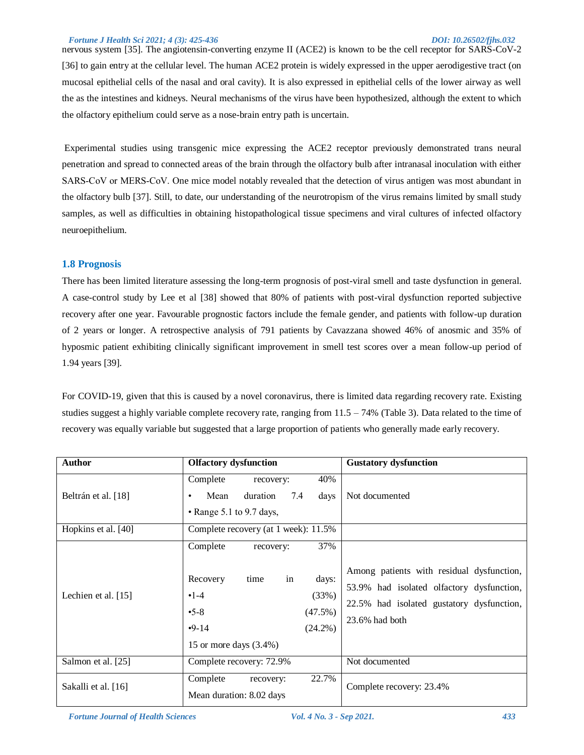nervous system [35]. The angiotensin-converting enzyme II (ACE2) is known to be the cell receptor for SARS-CoV-2 [36] to gain entry at the cellular level. The human ACE2 protein is widely expressed in the upper aerodigestive tract (on mucosal epithelial cells of the nasal and oral cavity). It is also expressed in epithelial cells of the lower airway as well the as the intestines and kidneys. Neural mechanisms of the virus have been hypothesized, although the extent to which the olfactory epithelium could serve as a nose-brain entry path is uncertain.

Experimental studies using transgenic mice expressing the ACE2 receptor previously demonstrated trans neural penetration and spread to connected areas of the brain through the olfactory bulb after intranasal inoculation with either SARS-CoV or MERS-CoV. One mice model notably revealed that the detection of virus antigen was most abundant in the olfactory bulb [37]. Still, to date, our understanding of the neurotropism of the virus remains limited by small study samples, as well as difficulties in obtaining histopathological tissue specimens and viral cultures of infected olfactory neuroepithelium.

### 1.8 Prognosis

There has been limited literature assessing the long-term prognosis of post-viral smell and taste dysfunction in general. A case-control study by Lee et al [38] showed that 80% of patients with post-viral dysfunction reported subjective recovery after one year. Favourable prognostic factors include the female gender, and patients with follow-up duration of 2 years or longer. A retrospective analysis of 791 patients by Cavazzana showed 46% of anosmic and 35% of hyposmic patient exhibiting clinically significant improvement in smell test scores over a mean follow-up period of 1.94 years [39].

For COVID-19, given that this is caused by a novel coronavirus, there is limited data regarding recovery rate. Existing studies suggest a highly variable complete recovery rate, ranging from 11.5 – 74% (Table 3). Data related to the time of recovery was equally variable but suggested that a large proportion of patients who generally made early recovery.

| Author | Olfactory dysfunction | Gustatory dysfunction |
| --- | --- | --- |
| Beltrán et al. [18] | Complete recovery: 40%<br>• Mean duration 7.4 days<br>• Range 5.1 to 9.7 days, | Not documented |
| Hopkins et al. [40] | Complete recovery (at 1 week): 11.5% | |
| Lechien et al. [15] | Complete recovery: 37%<br><br>Recovery time in days:<br>•1-4 (33%)<br>•5-8 (47.5%)<br>•9-14 (24.2%)<br>15 or more days (3.4%) | Among patients with residual dysfunction, 53.9% had isolated olfactory dysfunction, 22.5% had isolated gustatory dysfunction, 23.6% had both |
| Salmon et al. [25] | Complete recovery: 72.9% | Not documented |
| Sakalli et al. [16] | Complete recovery: 22.7%<br>Mean duration: 8.02 days | Complete recovery: 23.4% |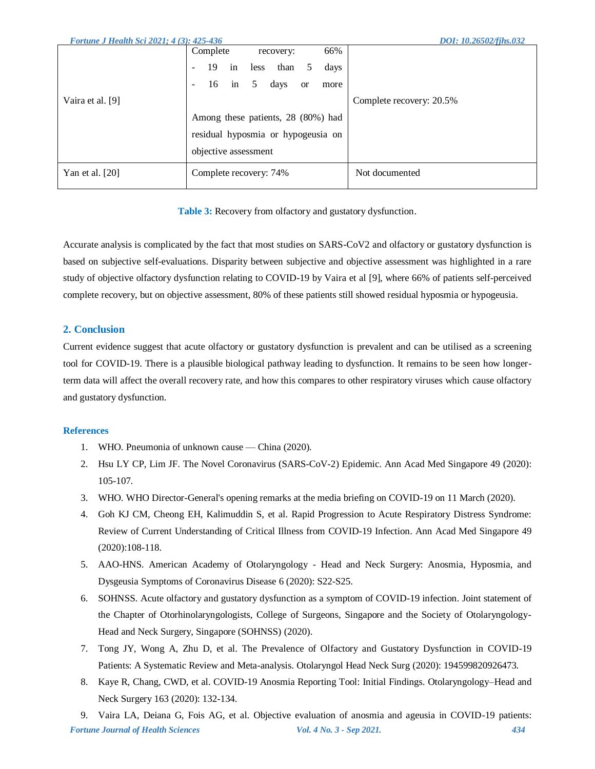| | | |
|---|---|---|
| Vaira et al. [9] | Complete recovery: 66%<br>- 19 in less than 5 days<br>- 16 in 5 days or more<br><br>Among these patients, 28 (80%) had residual hyposmia or hypogeusia on objective assessment | Complete recovery: 20.5% |
| Yan et al. [20] | Complete recovery: 74% | Not documented |

**Table 3:** Recovery from olfactory and gustatory dysfunction.

Accurate analysis is complicated by the fact that most studies on SARS-CoV2 and olfactory or gustatory dysfunction is based on subjective self-evaluations. Disparity between subjective and objective assessment was highlighted in a rare study of objective olfactory dysfunction relating to COVID-19 by Vaira et al [9], where 66% of patients self-perceived complete recovery, but on objective assessment, 80% of these patients still showed residual hyposmia or hypogeusia.

## 2. Conclusion

Current evidence suggest that acute olfactory or gustatory dysfunction is prevalent and can be utilised as a screening tool for COVID-19. There is a plausible biological pathway leading to dysfunction. It remains to be seen how longer-term data will affect the overall recovery rate, and how this compares to other respiratory viruses which cause olfactory and gustatory dysfunction.

### References

1. WHO. Pneumonia of unknown cause — China (2020).
2. Hsu LY CP, Lim JF. The Novel Coronavirus (SARS-CoV-2) Epidemic. Ann Acad Med Singapore 49 (2020): 105-107.
3. WHO. WHO Director-General's opening remarks at the media briefing on COVID-19 on 11 March (2020).
4. Goh KJ CM, Cheong EH, Kalimuddin S, et al. Rapid Progression to Acute Respiratory Distress Syndrome: Review of Current Understanding of Critical Illness from COVID-19 Infection. Ann Acad Med Singapore 49 (2020):108-118.
5. AAO-HNS. American Academy of Otolaryngology - Head and Neck Surgery: Anosmia, Hyposmia, and Dysgeusia Symptoms of Coronavirus Disease 6 (2020): S22-S25.
6. SOHNSS. Acute olfactory and gustatory dysfunction as a symptom of COVID-19 infection. Joint statement of the Chapter of Otorhinolaryngologists, College of Surgeons, Singapore and the Society of Otolaryngology-Head and Neck Surgery, Singapore (SOHNSS) (2020).
7. Tong JY, Wong A, Zhu D, et al. The Prevalence of Olfactory and Gustatory Dysfunction in COVID-19 Patients: A Systematic Review and Meta-analysis. Otolaryngol Head Neck Surg (2020): 194599820926473.
8. Kaye R, Chang, CWD, et al. COVID-19 Anosmia Reporting Tool: Initial Findings. Otolaryngology–Head and Neck Surgery 163 (2020): 132-134.
9. Vaira LA, Deiana G, Fois AG, et al. Objective evaluation of anosmia and ageusia in COVID-19 patients: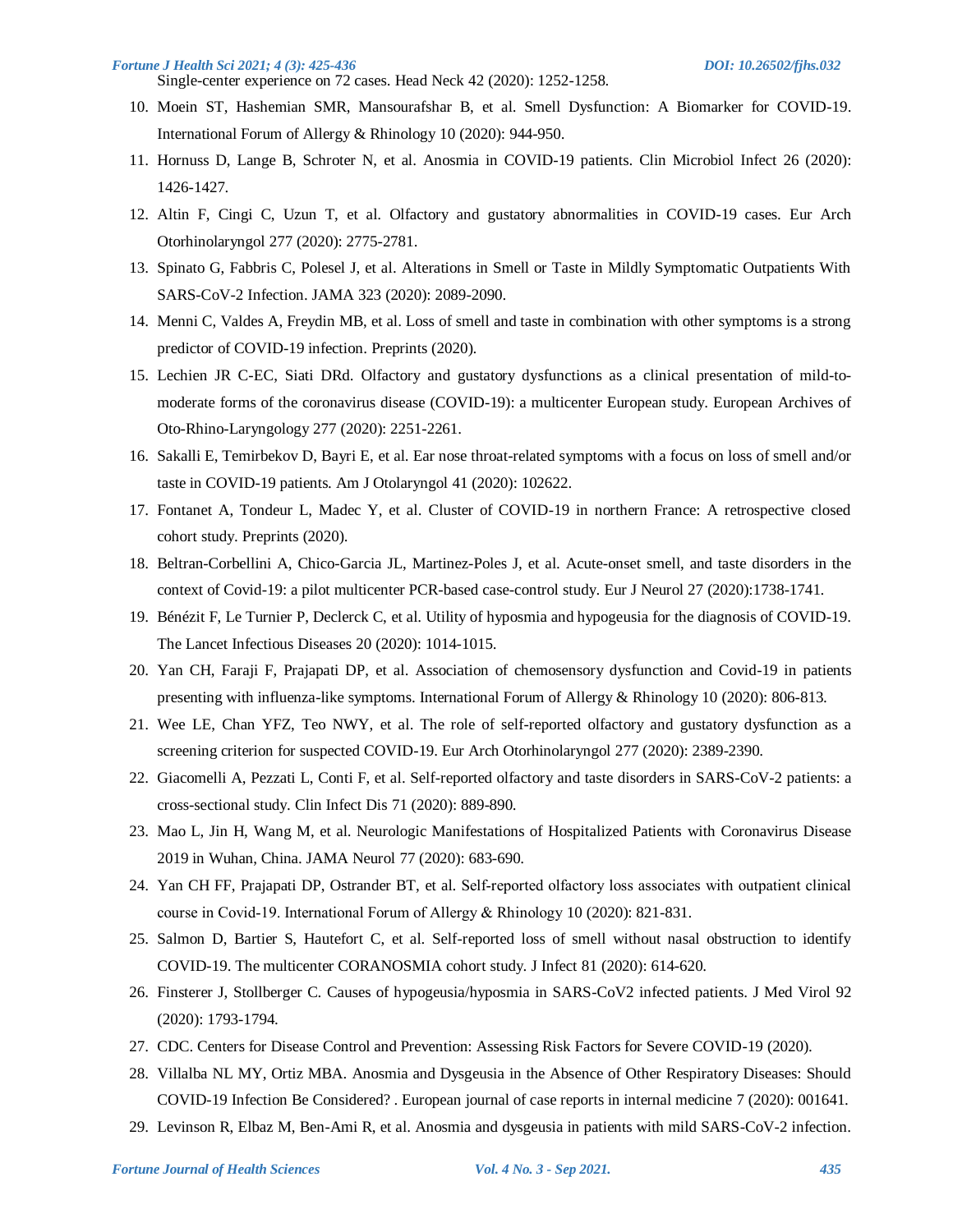Single-center experience on 72 cases. Head Neck 42 (2020): 1252-1258.

10. Moein ST, Hashemian SMR, Mansourafshar B, et al. Smell Dysfunction: A Biomarker for COVID-19. International Forum of Allergy & Rhinology 10 (2020): 944-950.
11. Hornuss D, Lange B, Schroter N, et al. Anosmia in COVID-19 patients. Clin Microbiol Infect 26 (2020): 1426-1427.
12. Altin F, Cingi C, Uzun T, et al. Olfactory and gustatory abnormalities in COVID-19 cases. Eur Arch Otorhinolaryngol 277 (2020): 2775-2781.
13. Spinato G, Fabbris C, Polesel J, et al. Alterations in Smell or Taste in Mildly Symptomatic Outpatients With SARS-CoV-2 Infection. JAMA 323 (2020): 2089-2090.
14. Menni C, Valdes A, Freydin MB, et al. Loss of smell and taste in combination with other symptoms is a strong predictor of COVID-19 infection. Preprints (2020).
15. Lechien JR C-EC, Siati DRd. Olfactory and gustatory dysfunctions as a clinical presentation of mild-to-moderate forms of the coronavirus disease (COVID-19): a multicenter European study. European Archives of Oto-Rhino-Laryngology 277 (2020): 2251-2261.
16. Sakalli E, Temirbekov D, Bayri E, et al. Ear nose throat-related symptoms with a focus on loss of smell and/or taste in COVID-19 patients. Am J Otolaryngol 41 (2020): 102622.
17. Fontanet A, Tondeur L, Madec Y, et al. Cluster of COVID-19 in northern France: A retrospective closed cohort study. Preprints (2020).
18. Beltran-Corbellini A, Chico-Garcia JL, Martinez-Poles J, et al. Acute-onset smell, and taste disorders in the context of Covid-19: a pilot multicenter PCR-based case-control study. Eur J Neurol 27 (2020):1738-1741.
19. Bénézit F, Le Turnier P, Declerck C, et al. Utility of hyposmia and hypogeusia for the diagnosis of COVID-19. The Lancet Infectious Diseases 20 (2020): 1014-1015.
20. Yan CH, Faraji F, Prajapati DP, et al. Association of chemosensory dysfunction and Covid-19 in patients presenting with influenza-like symptoms. International Forum of Allergy & Rhinology 10 (2020): 806-813.
21. Wee LE, Chan YFZ, Teo NWY, et al. The role of self-reported olfactory and gustatory dysfunction as a screening criterion for suspected COVID-19. Eur Arch Otorhinolaryngol 277 (2020): 2389-2390.
22. Giacomelli A, Pezzati L, Conti F, et al. Self-reported olfactory and taste disorders in SARS-CoV-2 patients: a cross-sectional study. Clin Infect Dis 71 (2020): 889-890.
23. Mao L, Jin H, Wang M, et al. Neurologic Manifestations of Hospitalized Patients with Coronavirus Disease 2019 in Wuhan, China. JAMA Neurol 77 (2020): 683-690.
24. Yan CH FF, Prajapati DP, Ostrander BT, et al. Self-reported olfactory loss associates with outpatient clinical course in Covid-19. International Forum of Allergy & Rhinology 10 (2020): 821-831.
25. Salmon D, Bartier S, Hautefort C, et al. Self-reported loss of smell without nasal obstruction to identify COVID-19. The multicenter CORANOSMIA cohort study. J Infect 81 (2020): 614-620.
26. Finsterer J, Stollberger C. Causes of hypogeusia/hyposmia in SARS-CoV2 infected patients. J Med Virol 92 (2020): 1793-1794.
27. CDC. Centers for Disease Control and Prevention: Assessing Risk Factors for Severe COVID-19 (2020).
28. Villalba NL MY, Ortiz MBA. Anosmia and Dysgeusia in the Absence of Other Respiratory Diseases: Should COVID-19 Infection Be Considered? . European journal of case reports in internal medicine 7 (2020): 001641.
29. Levinson R, Elbaz M, Ben-Ami R, et al. Anosmia and dysgeusia in patients with mild SARS-CoV-2 infection.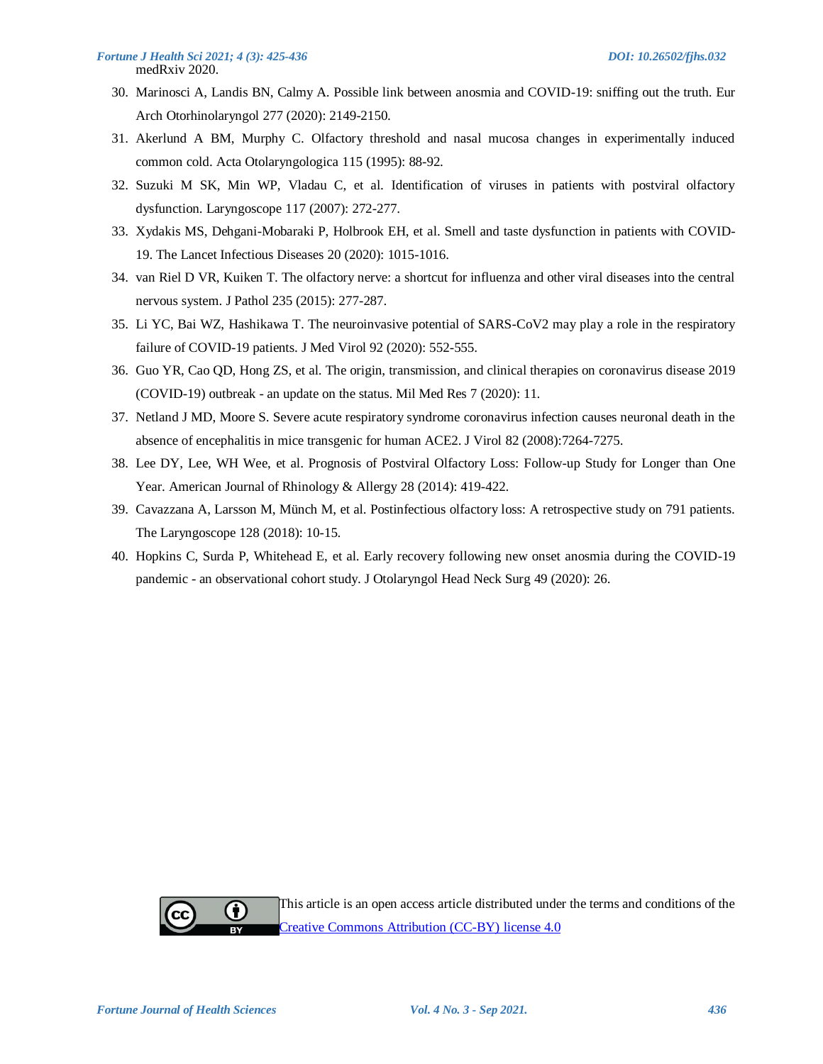medRxiv 2020.

30. Marinosci A, Landis BN, Calmy A. Possible link between anosmia and COVID-19: sniffing out the truth. Eur Arch Otorhinolaryngol 277 (2020): 2149-2150.
31. Akerlund A BM, Murphy C. Olfactory threshold and nasal mucosa changes in experimentally induced common cold. Acta Otolaryngologica 115 (1995): 88-92.
32. Suzuki M SK, Min WP, Vladau C, et al. Identification of viruses in patients with postviral olfactory dysfunction. Laryngoscope 117 (2007): 272-277.
33. Xydakis MS, Dehgani-Mobaraki P, Holbrook EH, et al. Smell and taste dysfunction in patients with COVID-19. The Lancet Infectious Diseases 20 (2020): 1015-1016.
34. van Riel D VR, Kuiken T. The olfactory nerve: a shortcut for influenza and other viral diseases into the central nervous system. J Pathol 235 (2015): 277-287.
35. Li YC, Bai WZ, Hashikawa T. The neuroinvasive potential of SARS-CoV2 may play a role in the respiratory failure of COVID-19 patients. J Med Virol 92 (2020): 552-555.
36. Guo YR, Cao QD, Hong ZS, et al. The origin, transmission, and clinical therapies on coronavirus disease 2019 (COVID-19) outbreak - an update on the status. Mil Med Res 7 (2020): 11.
37. Netland J MD, Moore S. Severe acute respiratory syndrome coronavirus infection causes neuronal death in the absence of encephalitis in mice transgenic for human ACE2. J Virol 82 (2008):7264-7275.
38. Lee DY, Lee, WH Wee, et al. Prognosis of Postviral Olfactory Loss: Follow-up Study for Longer than One Year. American Journal of Rhinology & Allergy 28 (2014): 419-422.
39. Cavazzana A, Larsson M, Münch M, et al. Postinfectious olfactory loss: A retrospective study on 791 patients. The Laryngoscope 128 (2018): 10-15.
40. Hopkins C, Surda P, Whitehead E, et al. Early recovery following new onset anosmia during the COVID-19 pandemic - an observational cohort study. J Otolaryngol Head Neck Surg 49 (2020): 26.

This article is an open access article distributed under the terms and conditions of the [Creative Commons Attribution (CC-BY) license 4.0](https://creativecommons.org/licenses/by/4.0/)